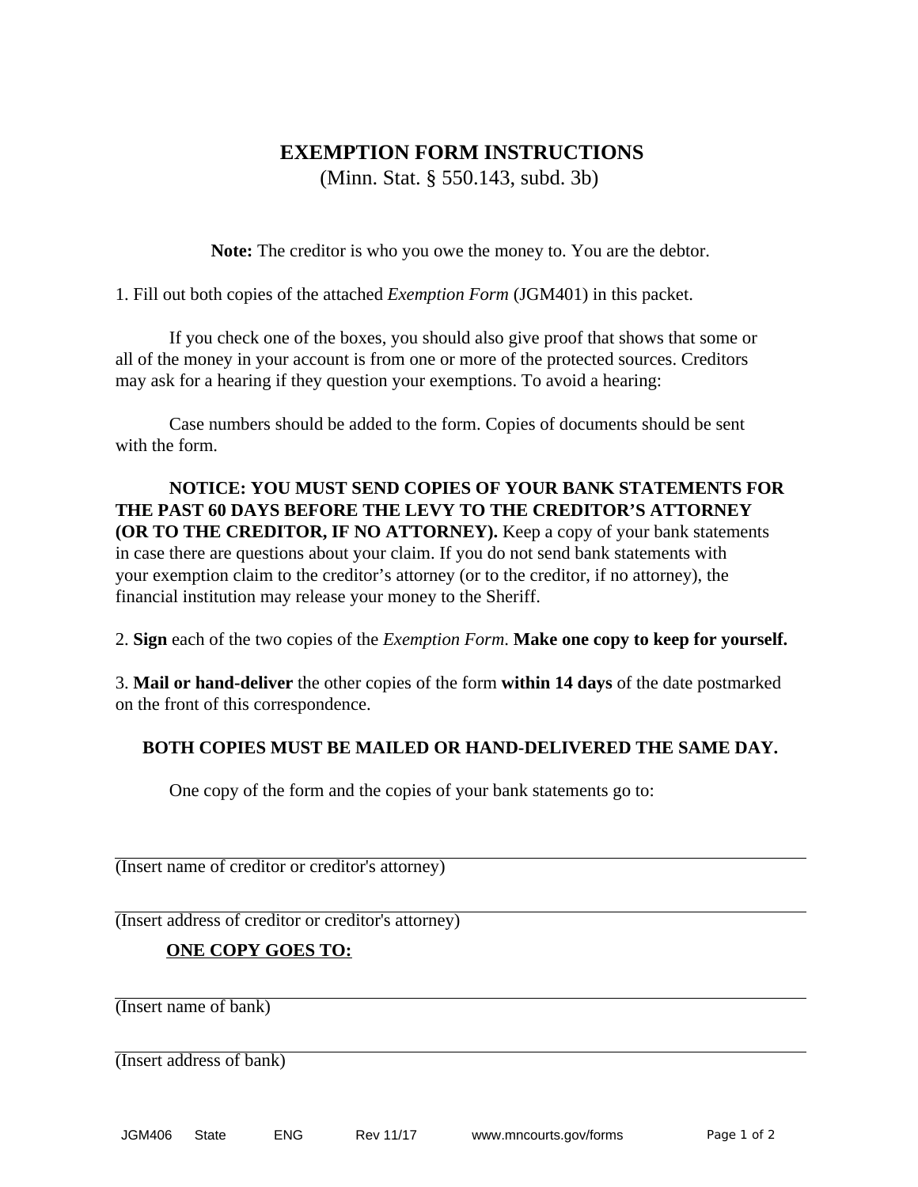# EXEMPTION FORM INSTRUCTIONS

(Minn. Stat. § 550.143, subd. 3b)

**Note:** The creditor is who you owe the money to. You are the debtor.

1. Fill out both copies of the attached *Exemption Form* (JGM401) in this packet.

If you check one of the boxes, you should also give proof that shows that some or all of the money in your account is from one or more of the protected sources. Creditors may ask for a hearing if they question your exemptions. To avoid a hearing:

Case numbers should be added to the form. Copies of documents should be sent with the form.

**NOTICE: YOU MUST SEND COPIES OF YOUR BANK STATEMENTS FOR THE PAST 60 DAYS BEFORE THE LEVY TO THE CREDITOR'S ATTORNEY (OR TO THE CREDITOR, IF NO ATTORNEY).** Keep a copy of your bank statements in case there are questions about your claim. If you do not send bank statements with your exemption claim to the creditor's attorney (or to the creditor, if no attorney), the financial institution may release your money to the Sheriff.

2. **Sign** each of the two copies of the *Exemption Form*. **Make one copy to keep for yourself.**

3. **Mail or hand-deliver** the other copies of the form **within 14 days** of the date postmarked on the front of this correspondence.

**BOTH COPIES MUST BE MAILED OR HAND-DELIVERED THE SAME DAY.**

One copy of the form and the copies of your bank statements go to:

\_\_\_\_\_\_\_\_\_\_\_\_\_\_\_\_\_\_\_\_\_\_\_\_\_\_\_\_\_\_\_\_\_\_\_\_\_\_\_\_\_\_\_\_\_\_\_\_\_\_\_\_\_\_\_\_\_\_\_\_
(Insert name of creditor or creditor's attorney)

\_\_\_\_\_\_\_\_\_\_\_\_\_\_\_\_\_\_\_\_\_\_\_\_\_\_\_\_\_\_\_\_\_\_\_\_\_\_\_\_\_\_\_\_\_\_\_\_\_\_\_\_\_\_\_\_\_\_\_\_
(Insert address of creditor or creditor's attorney)

**ONE COPY GOES TO:**

\_\_\_\_\_\_\_\_\_\_\_\_\_\_\_\_\_\_\_\_\_\_\_\_\_\_\_\_\_\_\_\_\_\_\_\_\_\_\_\_\_\_\_\_\_\_\_\_\_\_\_\_\_\_\_\_\_\_\_\_
(Insert name of bank)

\_\_\_\_\_\_\_\_\_\_\_\_\_\_\_\_\_\_\_\_\_\_\_\_\_\_\_\_\_\_\_\_\_\_\_\_\_\_\_\_\_\_\_\_\_\_\_\_\_\_\_\_\_\_\_\_\_\_\_\_
(Insert address of bank)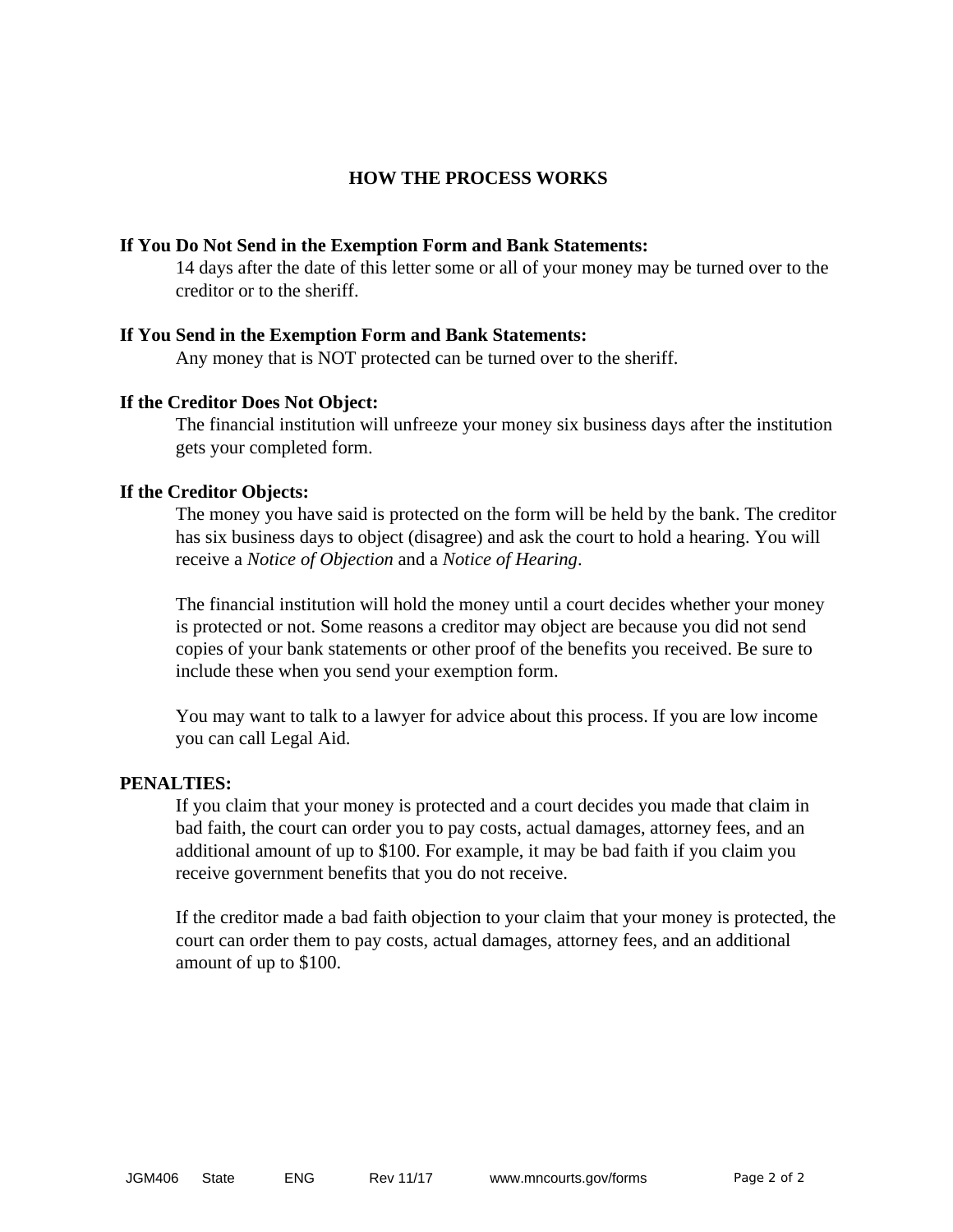## HOW THE PROCESS WORKS

**If You Do Not Send in the Exemption Form and Bank Statements:**

14 days after the date of this letter some or all of your money may be turned over to the creditor or to the sheriff.

**If You Send in the Exemption Form and Bank Statements:**

Any money that is NOT protected can be turned over to the sheriff.

**If the Creditor Does Not Object:**

The financial institution will unfreeze your money six business days after the institution gets your completed form.

**If the Creditor Objects:**

The money you have said is protected on the form will be held by the bank. The creditor has six business days to object (disagree) and ask the court to hold a hearing. You will receive a *Notice of Objection* and a *Notice of Hearing*.

The financial institution will hold the money until a court decides whether your money is protected or not. Some reasons a creditor may object are because you did not send copies of your bank statements or other proof of the benefits you received. Be sure to include these when you send your exemption form.

You may want to talk to a lawyer for advice about this process. If you are low income you can call Legal Aid.

**PENALTIES:**

If you claim that your money is protected and a court decides you made that claim in bad faith, the court can order you to pay costs, actual damages, attorney fees, and an additional amount of up to $100. For example, it may be bad faith if you claim you receive government benefits that you do not receive.

If the creditor made a bad faith objection to your claim that your money is protected, the court can order them to pay costs, actual damages, attorney fees, and an additional amount of up to $100.

JGM406 State ENG Rev 11/17 www.mncourts.gov/forms